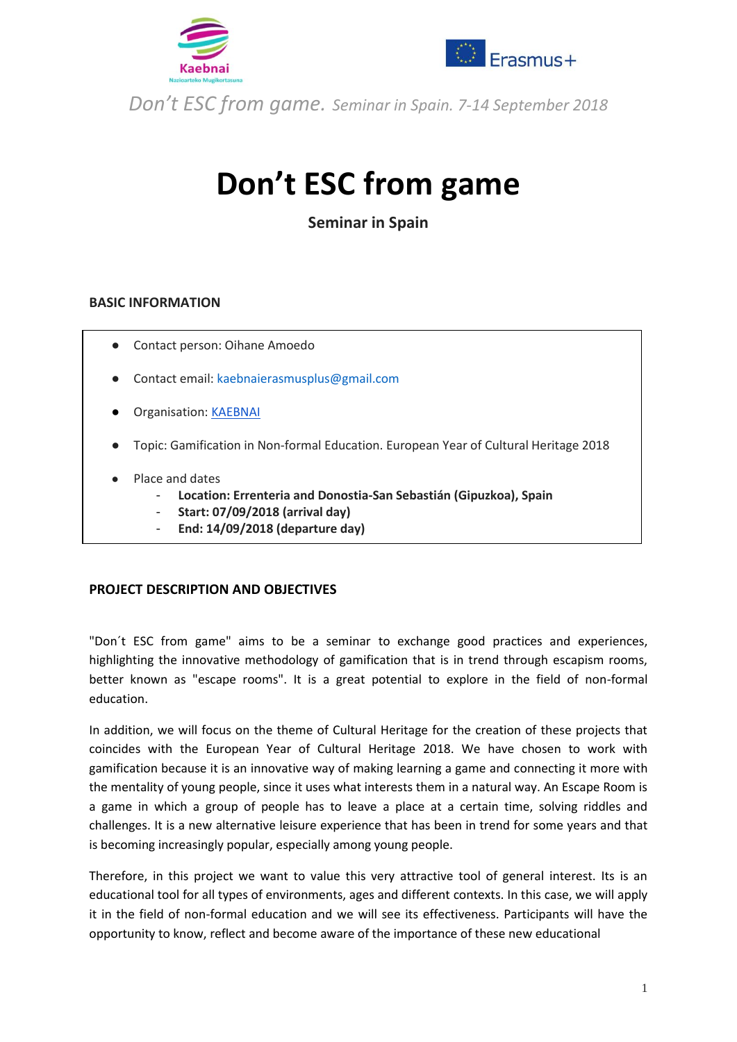# Don't ESC from game

**Seminar in Spain**

## BASIC INFORMATION

- Contact person: Oihane Amoedo
- Contact email: kaebnaierasmusplus@gmail.com
- Organisation: KAEBNAI
- Topic: Gamification in Non-formal Education. European Year of Cultural Heritage 2018
- Place and dates
  - **Location: Errenteria and Donostia-San Sebastián (Gipuzkoa), Spain**
  - **Start: 07/09/2018 (arrival day)**
  - **End: 14/09/2018 (departure day)**

## PROJECT DESCRIPTION AND OBJECTIVES

"Don´t ESC from game" aims to be a seminar to exchange good practices and experiences, highlighting the innovative methodology of gamification that is in trend through escapism rooms, better known as "escape rooms". It is a great potential to explore in the field of non-formal education.

In addition, we will focus on the theme of Cultural Heritage for the creation of these projects that coincides with the European Year of Cultural Heritage 2018. We have chosen to work with gamification because it is an innovative way of making learning a game and connecting it more with the mentality of young people, since it uses what interests them in a natural way. An Escape Room is a game in which a group of people has to leave a place at a certain time, solving riddles and challenges. It is a new alternative leisure experience that has been in trend for some years and that is becoming increasingly popular, especially among young people.

Therefore, in this project we want to value this very attractive tool of general interest. Its is an educational tool for all types of environments, ages and different contexts. In this case, we will apply it in the field of non-formal education and we will see its effectiveness. Participants will have the opportunity to know, reflect and become aware of the importance of these new educational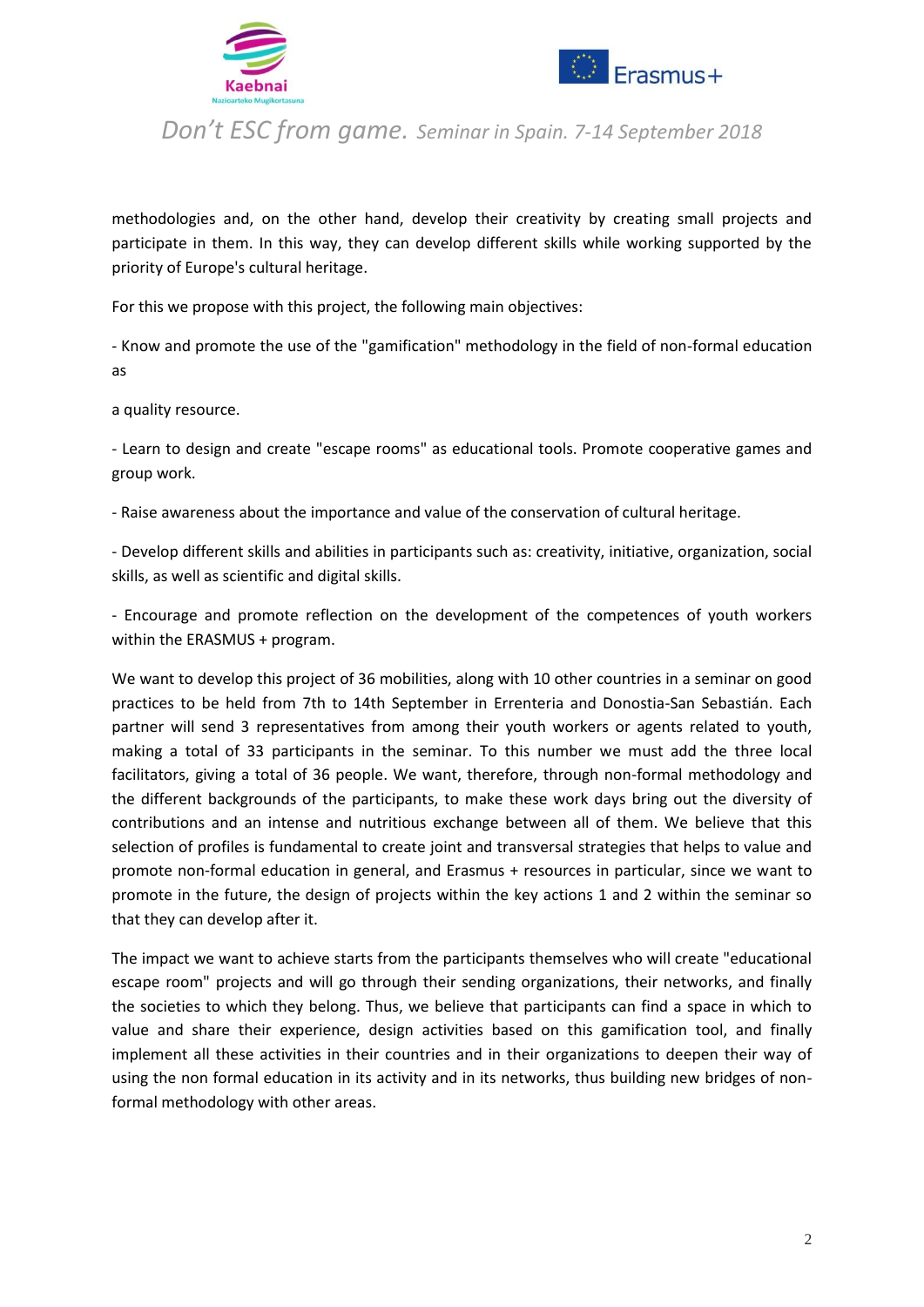methodologies and, on the other hand, develop their creativity by creating small projects and participate in them. In this way, they can develop different skills while working supported by the priority of Europe's cultural heritage.

For this we propose with this project, the following main objectives:

- Know and promote the use of the "gamification" methodology in the field of non-formal education as

a quality resource.

- Learn to design and create "escape rooms" as educational tools. Promote cooperative games and group work.

- Raise awareness about the importance and value of the conservation of cultural heritage.

- Develop different skills and abilities in participants such as: creativity, initiative, organization, social skills, as well as scientific and digital skills.

- Encourage and promote reflection on the development of the competences of youth workers within the ERASMUS + program.

We want to develop this project of 36 mobilities, along with 10 other countries in a seminar on good practices to be held from 7th to 14th September in Errenteria and Donostia-San Sebastián. Each partner will send 3 representatives from among their youth workers or agents related to youth, making a total of 33 participants in the seminar. To this number we must add the three local facilitators, giving a total of 36 people. We want, therefore, through non-formal methodology and the different backgrounds of the participants, to make these work days bring out the diversity of contributions and an intense and nutritious exchange between all of them. We believe that this selection of profiles is fundamental to create joint and transversal strategies that helps to value and promote non-formal education in general, and Erasmus + resources in particular, since we want to promote in the future, the design of projects within the key actions 1 and 2 within the seminar so that they can develop after it.

The impact we want to achieve starts from the participants themselves who will create "educational escape room" projects and will go through their sending organizations, their networks, and finally the societies to which they belong. Thus, we believe that participants can find a space in which to value and share their experience, design activities based on this gamification tool, and finally implement all these activities in their countries and in their organizations to deepen their way of using the non formal education in its activity and in its networks, thus building new bridges of non-formal methodology with other areas.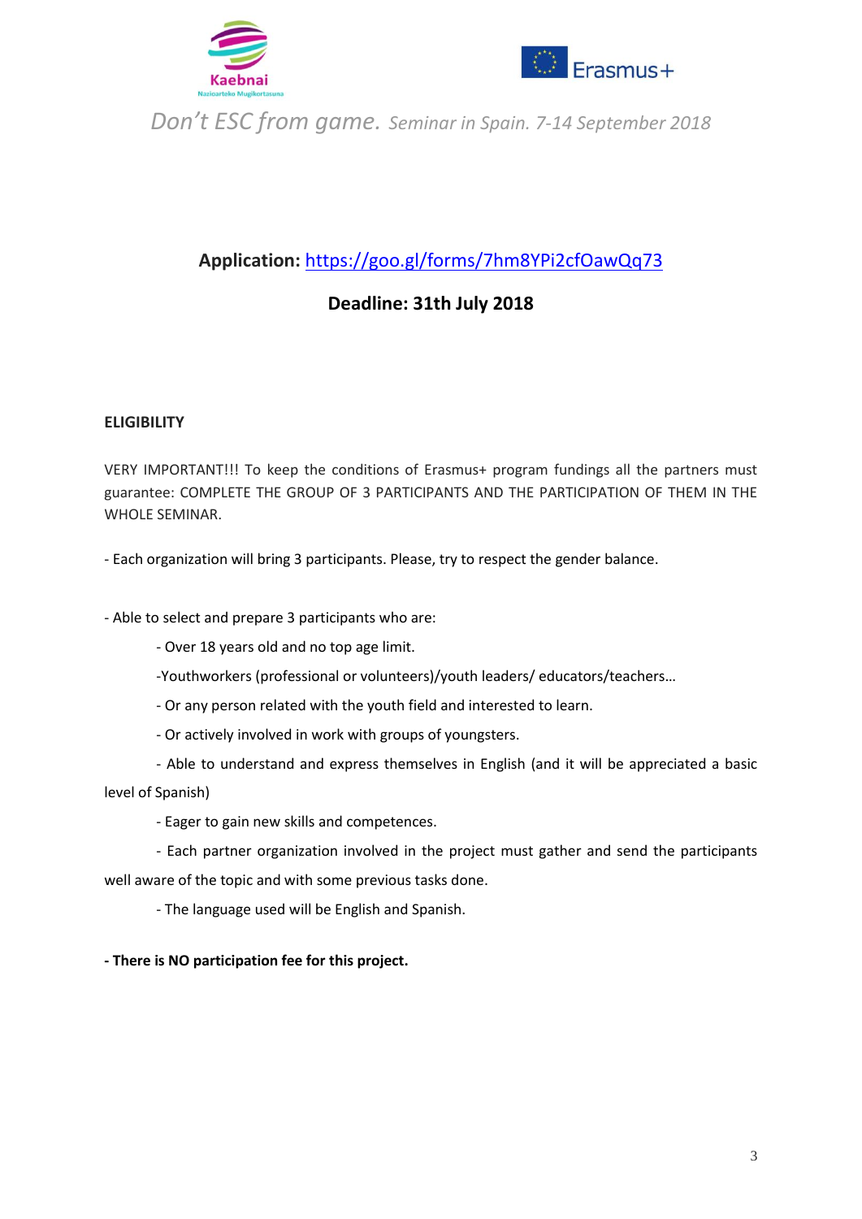**Application:** https://goo.gl/forms/7hm8YPi2cfOawQq73

**Deadline: 31th July 2018**

**ELIGIBILITY**

VERY IMPORTANT!!! To keep the conditions of Erasmus+ program fundings all the partners must guarantee: COMPLETE THE GROUP OF 3 PARTICIPANTS AND THE PARTICIPATION OF THEM IN THE WHOLE SEMINAR.

- Each organization will bring 3 participants. Please, try to respect the gender balance.

- Able to select and prepare 3 participants who are:
  - Over 18 years old and no top age limit.
  - Youthworkers (professional or volunteers)/youth leaders/ educators/teachers…
  - Or any person related with the youth field and interested to learn.
  - Or actively involved in work with groups of youngsters.
  - Able to understand and express themselves in English (and it will be appreciated a basic level of Spanish)
  - Eager to gain new skills and competences.
  - Each partner organization involved in the project must gather and send the participants well aware of the topic and with some previous tasks done.
  - The language used will be English and Spanish.

**- There is NO participation fee for this project.**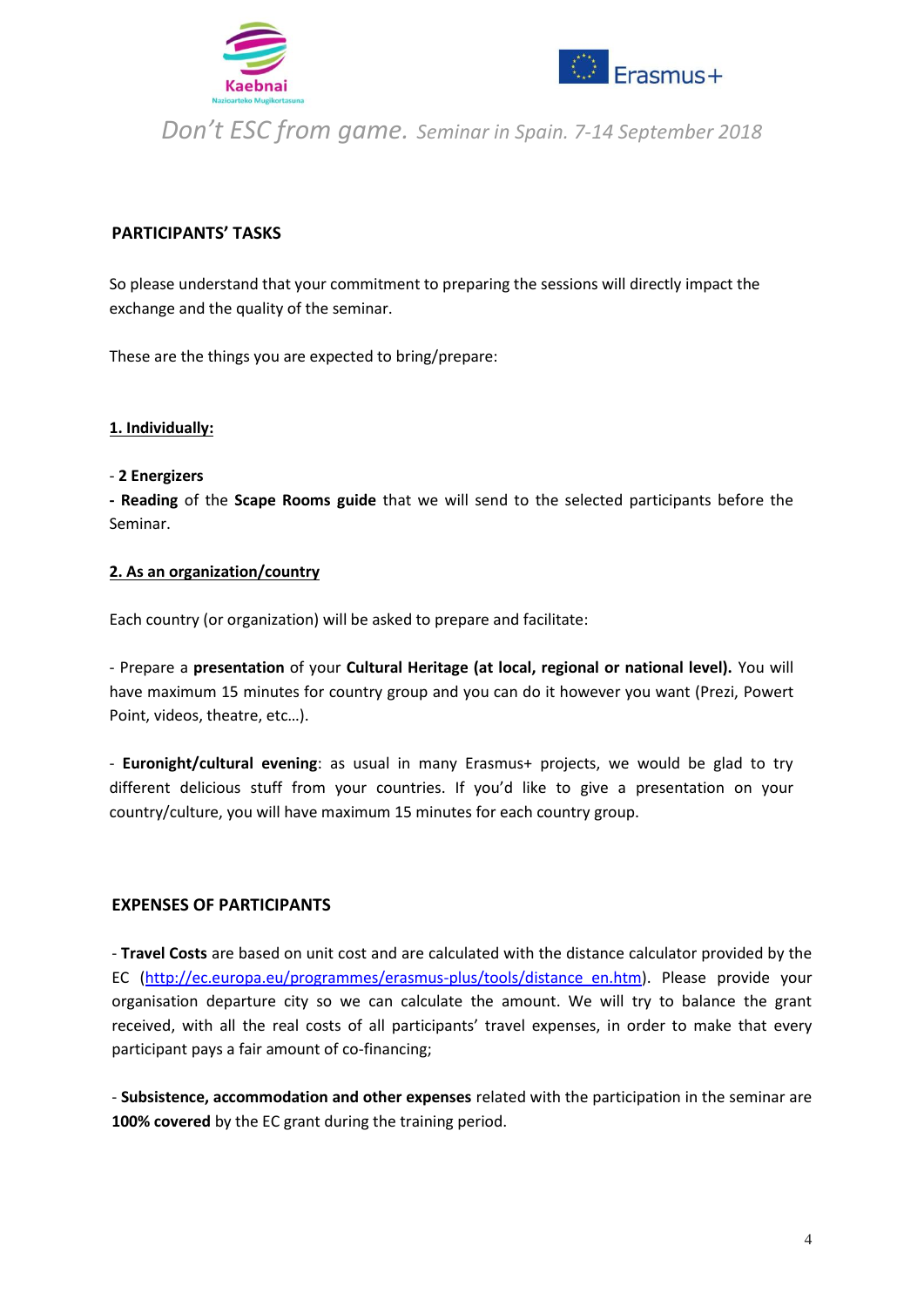## PARTICIPANTS' TASKS

So please understand that your commitment to preparing the sessions will directly impact the exchange and the quality of the seminar.

These are the things you are expected to bring/prepare:

### 1. Individually:

- **2 Energizers**
- **Reading** of the **Scape Rooms guide** that we will send to the selected participants before the Seminar.

### 2. As an organization/country

Each country (or organization) will be asked to prepare and facilitate:

- Prepare a **presentation** of your **Cultural Heritage (at local, regional or national level).** You will have maximum 15 minutes for country group and you can do it however you want (Prezi, Powert Point, videos, theatre, etc…).

- **Euronight/cultural evening**: as usual in many Erasmus+ projects, we would be glad to try different delicious stuff from your countries. If you'd like to give a presentation on your country/culture, you will have maximum 15 minutes for each country group.

## EXPENSES OF PARTICIPANTS

- **Travel Costs** are based on unit cost and are calculated with the distance calculator provided by the EC (http://ec.europa.eu/programmes/erasmus-plus/tools/distance_en.htm). Please provide your organisation departure city so we can calculate the amount. We will try to balance the grant received, with all the real costs of all participants' travel expenses, in order to make that every participant pays a fair amount of co-financing;

- **Subsistence, accommodation and other expenses** related with the participation in the seminar are **100% covered** by the EC grant during the training period.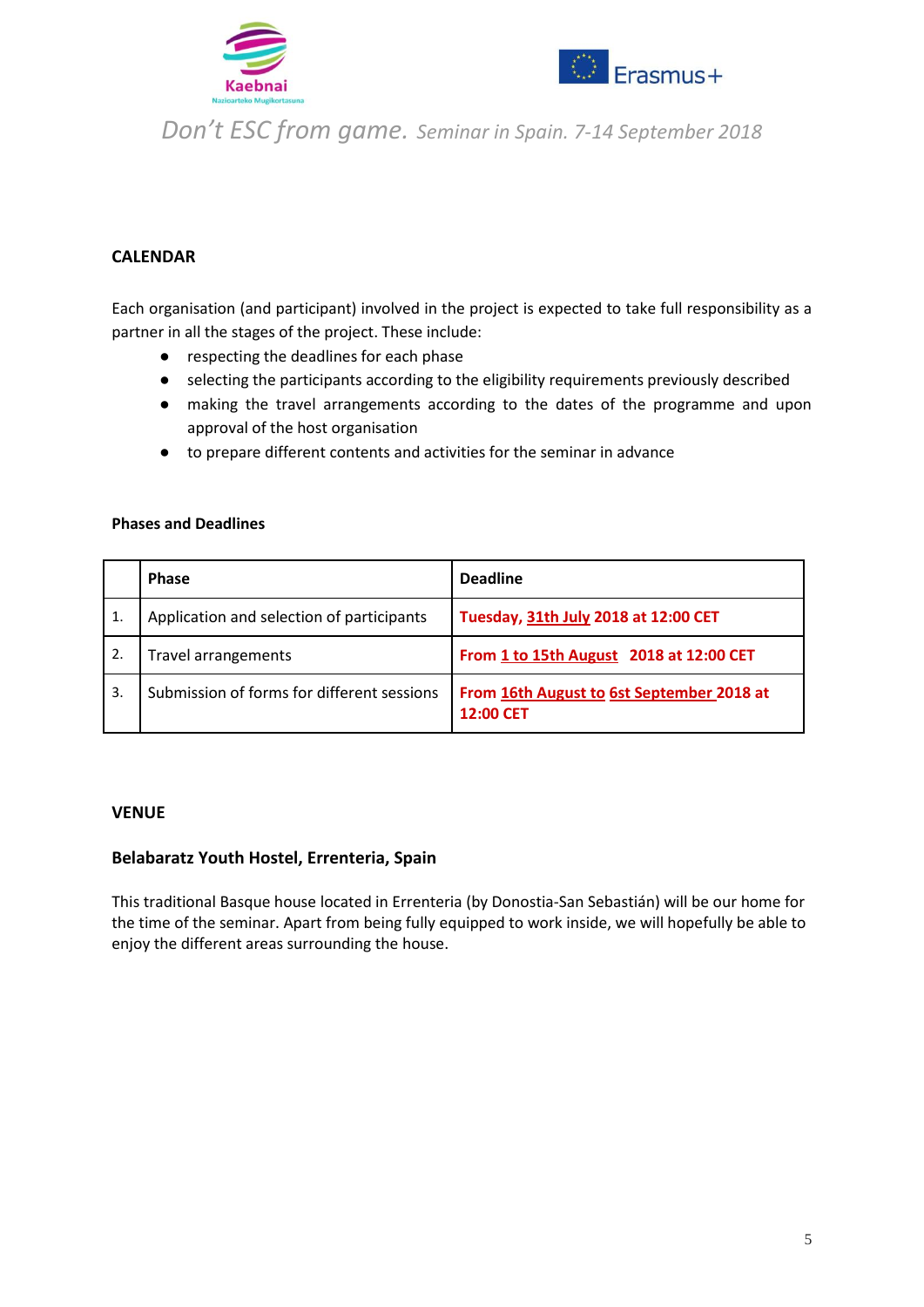## CALENDAR

Each organisation (and participant) involved in the project is expected to take full responsibility as a partner in all the stages of the project. These include:

- respecting the deadlines for each phase
- selecting the participants according to the eligibility requirements previously described
- making the travel arrangements according to the dates of the programme and upon approval of the host organisation
- to prepare different contents and activities for the seminar in advance

### Phases and Deadlines

| | Phase | Deadline |
|---|---|---|
| 1. | Application and selection of participants | **Tuesday, 31th July 2018 at 12:00 CET** |
| 2. | Travel arrangements | **From 1 to 15th August 2018 at 12:00 CET** |
| 3. | Submission of forms for different sessions | **From 16th August to 6st September 2018 at 12:00 CET** |

## VENUE

### Belabaratz Youth Hostel, Errenteria, Spain

This traditional Basque house located in Errenteria (by Donostia-San Sebastián) will be our home for the time of the seminar. Apart from being fully equipped to work inside, we will hopefully be able to enjoy the different areas surrounding the house.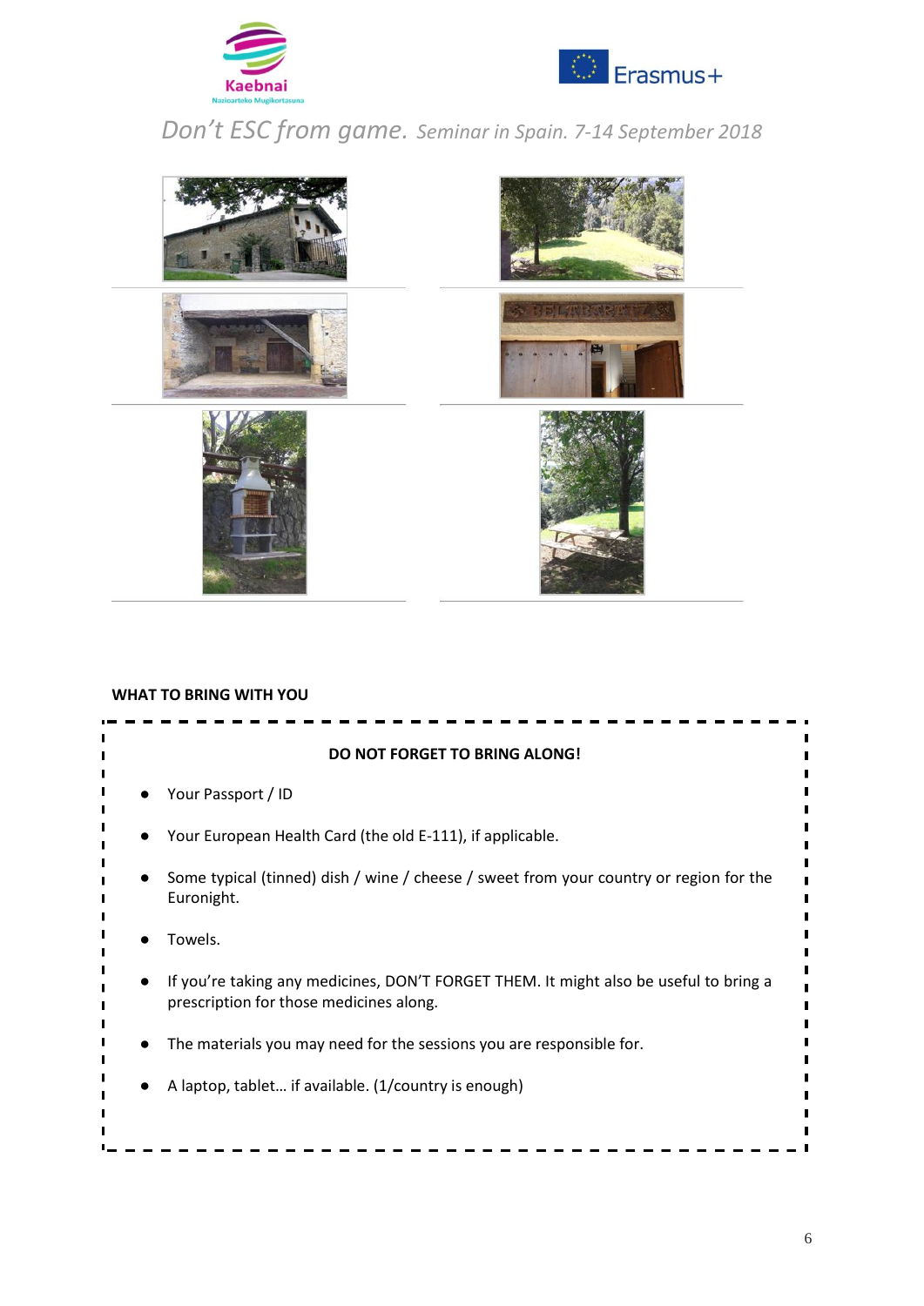## WHAT TO BRING WITH YOU

**DO NOT FORGET TO BRING ALONG!**

- Your Passport / ID
- Your European Health Card (the old E-111), if applicable.
- Some typical (tinned) dish / wine / cheese / sweet from your country or region for the Euronight.
- Towels.
- If you're taking any medicines, DON'T FORGET THEM. It might also be useful to bring a prescription for those medicines along.
- The materials you may need for the sessions you are responsible for.
- A laptop, tablet… if available. (1/country is enough)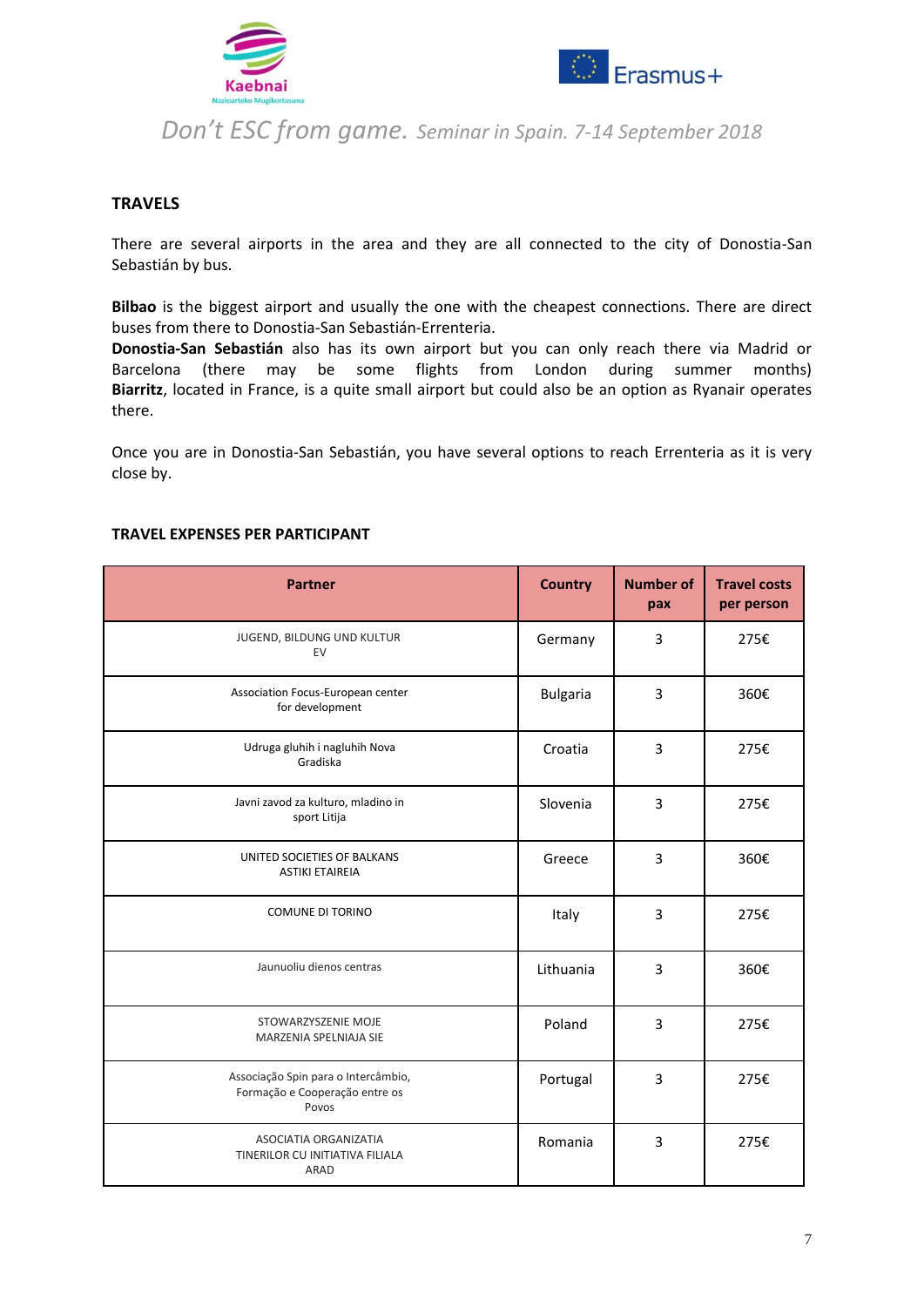## TRAVELS

There are several airports in the area and they are all connected to the city of Donostia-San Sebastián by bus.

**Bilbao** is the biggest airport and usually the one with the cheapest connections. There are direct buses from there to Donostia-San Sebastián-Errenteria.
**Donostia-San Sebastián** also has its own airport but you can only reach there via Madrid or Barcelona (there may be some flights from London during summer months)
**Biarritz**, located in France, is a quite small airport but could also be an option as Ryanair operates there.

Once you are in Donostia-San Sebastián, you have several options to reach Errenteria as it is very close by.

### TRAVEL EXPENSES PER PARTICIPANT

| Partner | Country | Number of pax | Travel costs per person |
|---|---|---|---|
| JUGEND, BILDUNG UND KULTUR EV | Germany | 3 | 275€ |
| Association Focus-European center for development | Bulgaria | 3 | 360€ |
| Udruga gluhih i nagluhih Nova Gradiska | Croatia | 3 | 275€ |
| Javni zavod za kulturo, mladino in sport Litija | Slovenia | 3 | 275€ |
| UNITED SOCIETIES OF BALKANS ASTIKI ETAIREIA | Greece | 3 | 360€ |
| COMUNE DI TORINO | Italy | 3 | 275€ |
| Jaunuoliu dienos centras | Lithuania | 3 | 360€ |
| STOWARZYSZENIE MOJE MARZENIA SPELNIAJA SIE | Poland | 3 | 275€ |
| Associação Spin para o Intercâmbio, Formação e Cooperação entre os Povos | Portugal | 3 | 275€ |
| ASOCIATIA ORGANIZATIA TINERILOR CU INITIATIVA FILIALA ARAD | Romania | 3 | 275€ |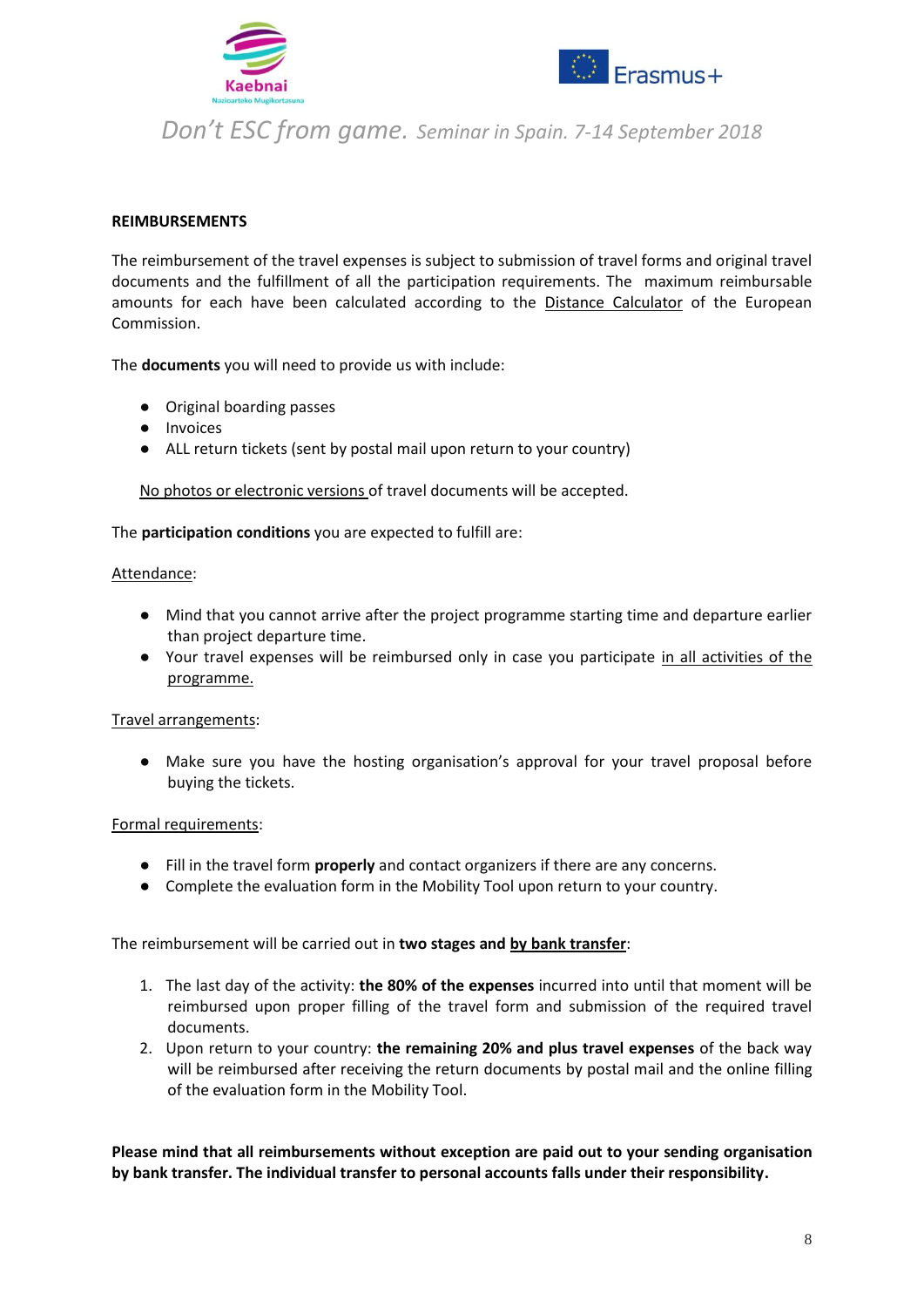**REIMBURSEMENTS**

The reimbursement of the travel expenses is subject to submission of travel forms and original travel documents and the fulfillment of all the participation requirements. The maximum reimbursable amounts for each have been calculated according to the Distance Calculator of the European Commission.

The **documents** you will need to provide us with include:

- Original boarding passes
- Invoices
- ALL return tickets (sent by postal mail upon return to your country)

No photos or electronic versions of travel documents will be accepted.

The **participation conditions** you are expected to fulfill are:

Attendance:

- Mind that you cannot arrive after the project programme starting time and departure earlier than project departure time.
- Your travel expenses will be reimbursed only in case you participate in all activities of the programme.

Travel arrangements:

- Make sure you have the hosting organisation's approval for your travel proposal before buying the tickets.

Formal requirements:

- Fill in the travel form **properly** and contact organizers if there are any concerns.
- Complete the evaluation form in the Mobility Tool upon return to your country.

The reimbursement will be carried out in **two stages and by bank transfer**:

1. The last day of the activity: **the 80% of the expenses** incurred into until that moment will be reimbursed upon proper filling of the travel form and submission of the required travel documents.
2. Upon return to your country: **the remaining 20% and plus travel expenses** of the back way will be reimbursed after receiving the return documents by postal mail and the online filling of the evaluation form in the Mobility Tool.

**Please mind that all reimbursements without exception are paid out to your sending organisation by bank transfer. The individual transfer to personal accounts falls under their responsibility.**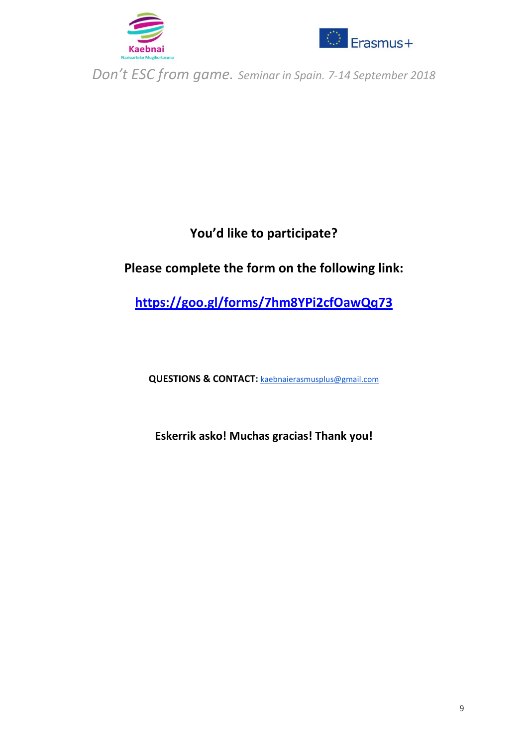**You'd like to participate?**

**Please complete the form on the following link:**

**https://goo.gl/forms/7hm8YPi2cfOawQq73**

**QUESTIONS & CONTACT:** kaebnaierasmusplus@gmail.com

**Eskerrik asko! Muchas gracias! Thank you!**